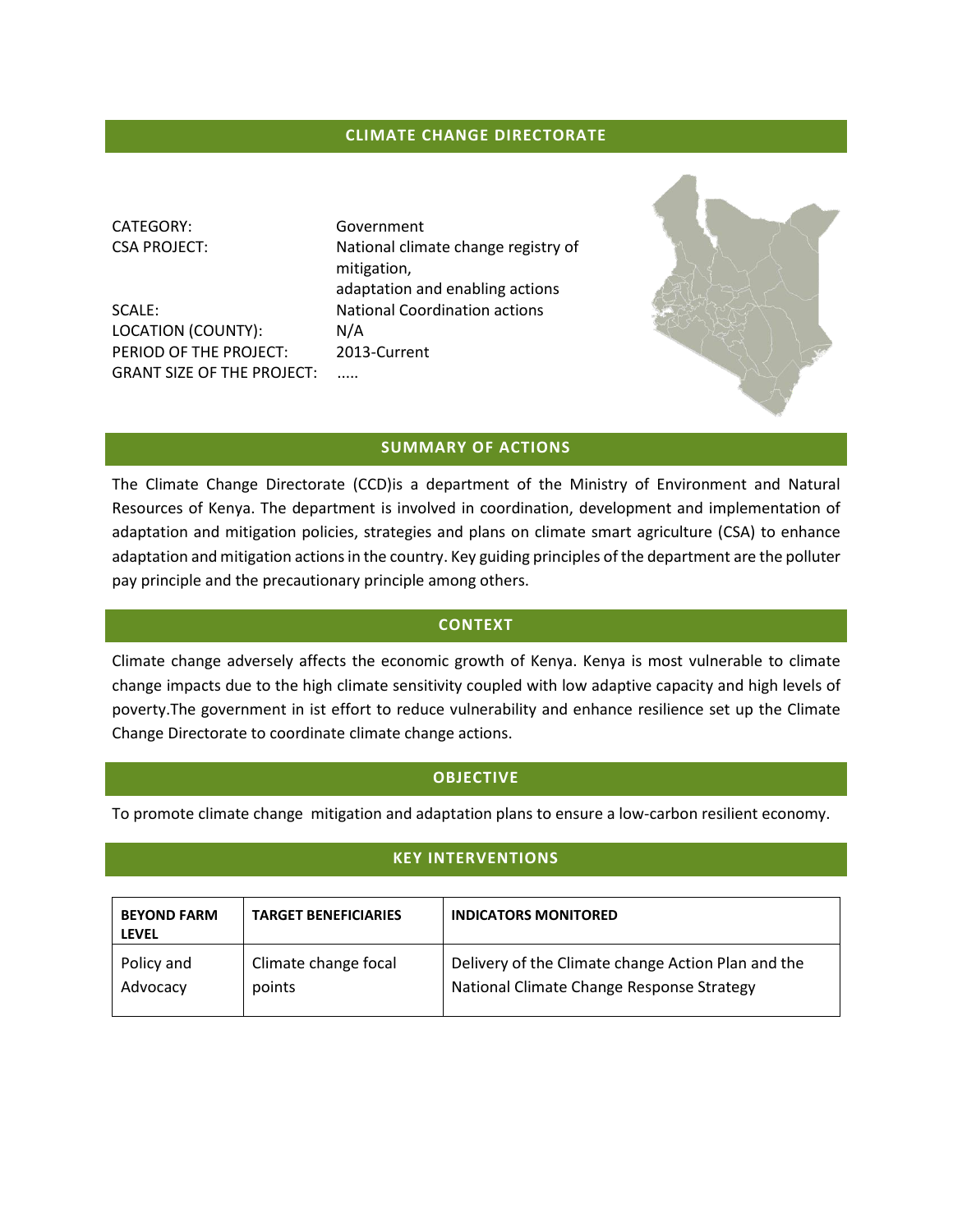## CLIMATE CHANGE DIRECTORATE

CATEGORY: Government

CSA PROJECT: National climate change registry of mitigation, adaptation and enabling actions

SCALE: National Coordination actions

LOCATION (COUNTY): N/A

PERIOD OF THE PROJECT: 2013-Current

GRANT SIZE OF THE PROJECT: .....

## SUMMARY OF ACTIONS

The Climate Change Directorate (CCD)is a department of the Ministry of Environment and Natural Resources of Kenya. The department is involved in coordination, development and implementation of adaptation and mitigation policies, strategies and plans on climate smart agriculture (CSA) to enhance adaptation and mitigation actions in the country. Key guiding principles of the department are the polluter pay principle and the precautionary principle among others.

## CONTEXT

Climate change adversely affects the economic growth of Kenya. Kenya is most vulnerable to climate change impacts due to the high climate sensitivity coupled with low adaptive capacity and high levels of poverty.The government in ist effort to reduce vulnerability and enhance resilience set up the Climate Change Directorate to coordinate climate change actions.

## OBJECTIVE

To promote climate change mitigation and adaptation plans to ensure a low-carbon resilient economy.

## KEY INTERVENTIONS

| BEYOND FARM LEVEL | TARGET BENEFICIARIES | INDICATORS MONITORED |
|---|---|---|
| Policy and Advocacy | Climate change focal points | Delivery of the Climate change Action Plan and the National Climate Change Response Strategy |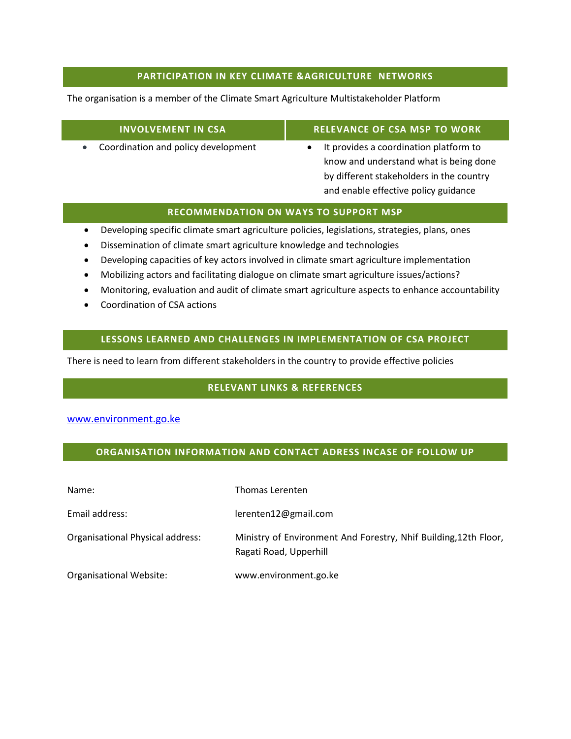## PARTICIPATION IN KEY CLIMATE &AGRICULTURE NETWORKS

The organisation is a member of the Climate Smart Agriculture Multistakeholder Platform

| INVOLVEMENT IN CSA | RELEVANCE OF CSA MSP TO WORK |
| --- | --- |
| • Coordination and policy development | • It provides a coordination platform to know and understand what is being done by different stakeholders in the country and enable effective policy guidance |

## RECOMMENDATION ON WAYS TO SUPPORT MSP

- Developing specific climate smart agriculture policies, legislations, strategies, plans, ones
- Dissemination of climate smart agriculture knowledge and technologies
- Developing capacities of key actors involved in climate smart agriculture implementation
- Mobilizing actors and facilitating dialogue on climate smart agriculture issues/actions?
- Monitoring, evaluation and audit of climate smart agriculture aspects to enhance accountability
- Coordination of CSA actions

## LESSONS LEARNED AND CHALLENGES IN IMPLEMENTATION OF CSA PROJECT

There is need to learn from different stakeholders in the country to provide effective policies

## RELEVANT LINKS & REFERENCES

www.environment.go.ke

## ORGANISATION INFORMATION AND CONTACT ADRESS INCASE OF FOLLOW UP

| | |
| --- | --- |
| Name: | Thomas Lerenten |
| Email address: | lerenten12@gmail.com |
| Organisational Physical address: | Ministry of Environment And Forestry, Nhif Building,12th Floor, Ragati Road, Upperhill |
| Organisational Website: | www.environment.go.ke |